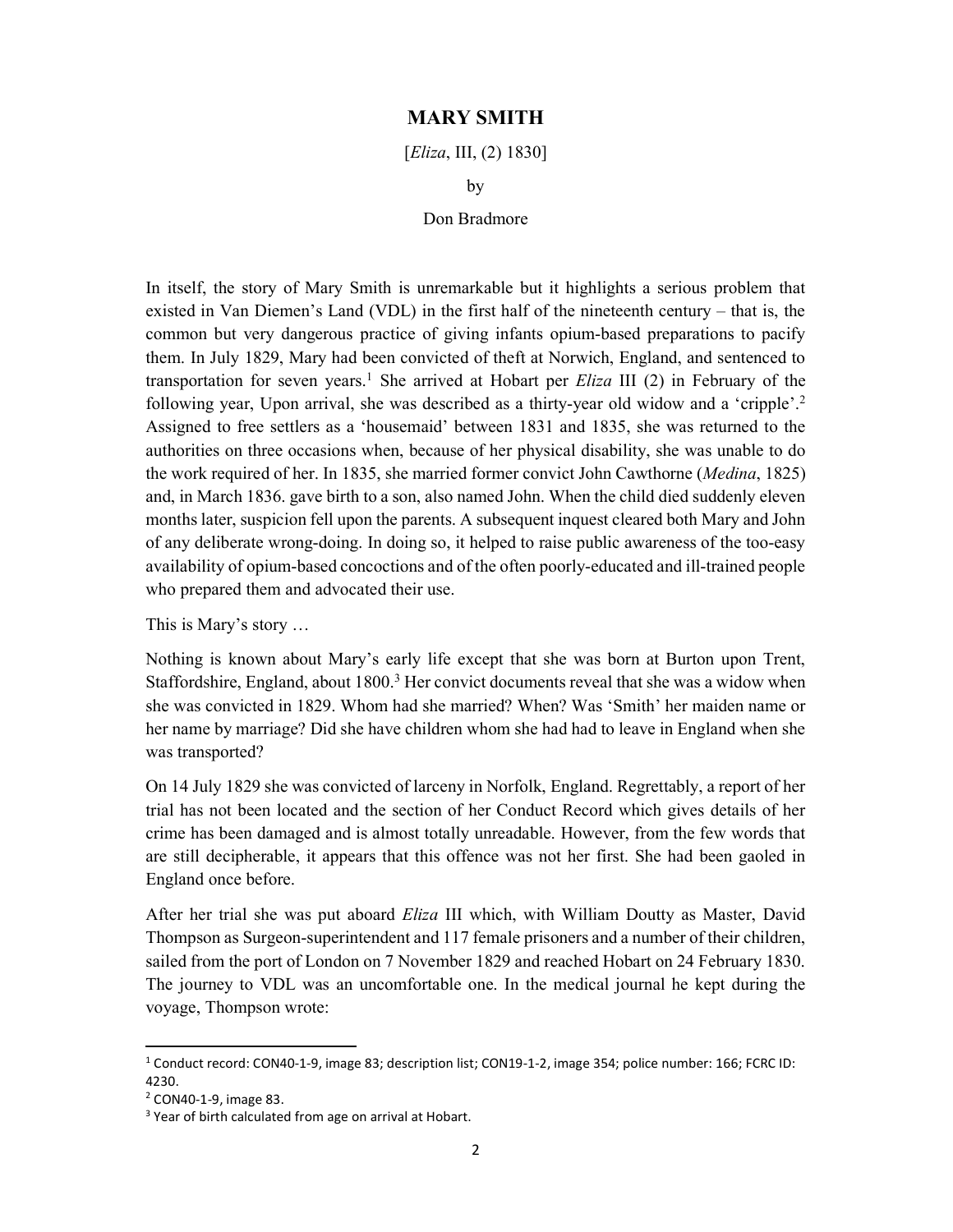# MARY SMITH

[*Eliza*, III, (2) 1830]

by

Don Bradmore

In itself, the story of Mary Smith is unremarkable but it highlights a serious problem that existed in Van Diemen's Land (VDL) in the first half of the nineteenth century – that is, the common but very dangerous practice of giving infants opium-based preparations to pacify them. In July 1829, Mary had been convicted of theft at Norwich, England, and sentenced to transportation for seven years.[1] She arrived at Hobart per *Eliza* III (2) in February of the following year, Upon arrival, she was described as a thirty-year old widow and a 'cripple'.[2] Assigned to free settlers as a 'housemaid' between 1831 and 1835, she was returned to the authorities on three occasions when, because of her physical disability, she was unable to do the work required of her. In 1835, she married former convict John Cawthorne (*Medina*, 1825) and, in March 1836. gave birth to a son, also named John. When the child died suddenly eleven months later, suspicion fell upon the parents. A subsequent inquest cleared both Mary and John of any deliberate wrong-doing. In doing so, it helped to raise public awareness of the too-easy availability of opium-based concoctions and of the often poorly-educated and ill-trained people who prepared them and advocated their use.

This is Mary's story …

Nothing is known about Mary's early life except that she was born at Burton upon Trent, Staffordshire, England, about 1800.[3] Her convict documents reveal that she was a widow when she was convicted in 1829. Whom had she married? When? Was 'Smith' her maiden name or her name by marriage? Did she have children whom she had had to leave in England when she was transported?

On 14 July 1829 she was convicted of larceny in Norfolk, England. Regrettably, a report of her trial has not been located and the section of her Conduct Record which gives details of her crime has been damaged and is almost totally unreadable. However, from the few words that are still decipherable, it appears that this offence was not her first. She had been gaoled in England once before.

After her trial she was put aboard *Eliza* III which, with William Doutty as Master, David Thompson as Surgeon-superintendent and 117 female prisoners and a number of their children, sailed from the port of London on 7 November 1829 and reached Hobart on 24 February 1830. The journey to VDL was an uncomfortable one. In the medical journal he kept during the voyage, Thompson wrote:

---

[1] Conduct record: CON40-1-9, image 83; description list; CON19-1-2, image 354; police number: 166; FCRC ID: 4230.

[2] CON40-1-9, image 83.

[3] Year of birth calculated from age on arrival at Hobart.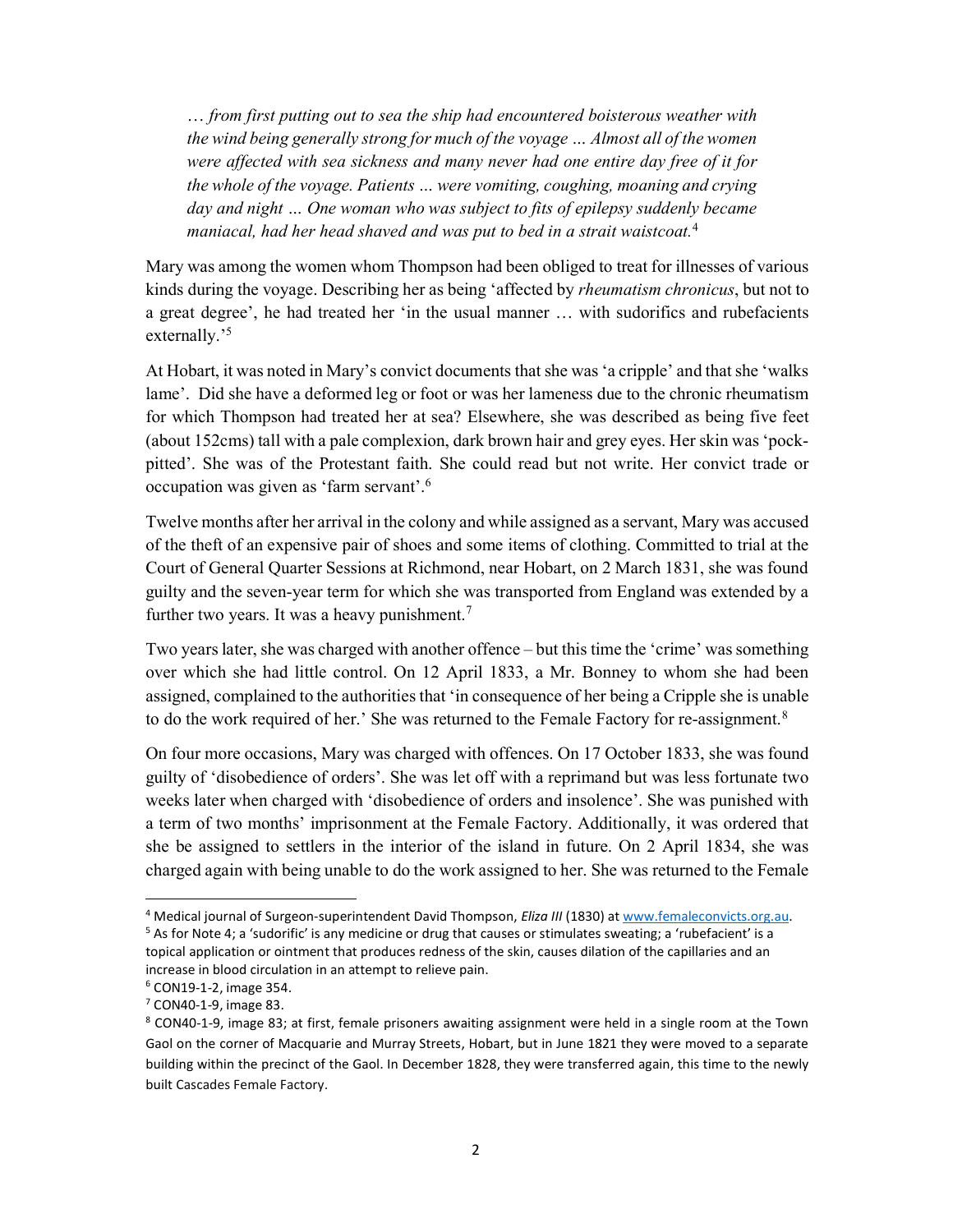*… from first putting out to sea the ship had encountered boisterous weather with the wind being generally strong for much of the voyage … Almost all of the women were affected with sea sickness and many never had one entire day free of it for the whole of the voyage. Patients … were vomiting, coughing, moaning and crying day and night … One woman who was subject to fits of epilepsy suddenly became maniacal, had her head shaved and was put to bed in a strait waistcoat.*[4]

Mary was among the women whom Thompson had been obliged to treat for illnesses of various kinds during the voyage. Describing her as being 'affected by *rheumatism chronicus*, but not to a great degree', he had treated her 'in the usual manner … with sudorifics and rubefacients externally.'[5]

At Hobart, it was noted in Mary's convict documents that she was 'a cripple' and that she 'walks lame'. Did she have a deformed leg or foot or was her lameness due to the chronic rheumatism for which Thompson had treated her at sea? Elsewhere, she was described as being five feet (about 152cms) tall with a pale complexion, dark brown hair and grey eyes. Her skin was 'pock-pitted'. She was of the Protestant faith. She could read but not write. Her convict trade or occupation was given as 'farm servant'.[6]

Twelve months after her arrival in the colony and while assigned as a servant, Mary was accused of the theft of an expensive pair of shoes and some items of clothing. Committed to trial at the Court of General Quarter Sessions at Richmond, near Hobart, on 2 March 1831, she was found guilty and the seven-year term for which she was transported from England was extended by a further two years. It was a heavy punishment.[7]

Two years later, she was charged with another offence – but this time the 'crime' was something over which she had little control. On 12 April 1833, a Mr. Bonney to whom she had been assigned, complained to the authorities that 'in consequence of her being a Cripple she is unable to do the work required of her.' She was returned to the Female Factory for re-assignment.[8]

On four more occasions, Mary was charged with offences. On 17 October 1833, she was found guilty of 'disobedience of orders'. She was let off with a reprimand but was less fortunate two weeks later when charged with 'disobedience of orders and insolence'. She was punished with a term of two months' imprisonment at the Female Factory. Additionally, it was ordered that she be assigned to settlers in the interior of the island in future. On 2 April 1834, she was charged again with being unable to do the work assigned to her. She was returned to the Female

---

[4] Medical journal of Surgeon-superintendent David Thompson, *Eliza III* (1830) at www.femaleconvicts.org.au.

[5] As for Note 4; a 'sudorific' is any medicine or drug that causes or stimulates sweating; a 'rubefacient' is a topical application or ointment that produces redness of the skin, causes dilation of the capillaries and an increase in blood circulation in an attempt to relieve pain.

[6] CON19-1-2, image 354.

[7] CON40-1-9, image 83.

[8] CON40-1-9, image 83; at first, female prisoners awaiting assignment were held in a single room at the Town Gaol on the corner of Macquarie and Murray Streets, Hobart, but in June 1821 they were moved to a separate building within the precinct of the Gaol. In December 1828, they were transferred again, this time to the newly built Cascades Female Factory.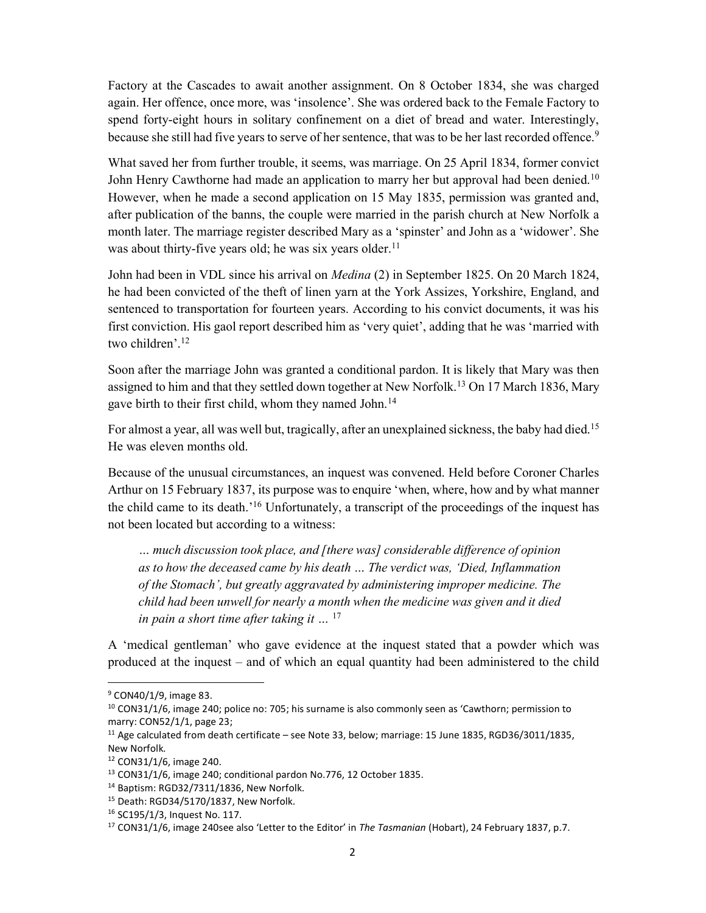Factory at the Cascades to await another assignment. On 8 October 1834, she was charged again. Her offence, once more, was 'insolence'. She was ordered back to the Female Factory to spend forty-eight hours in solitary confinement on a diet of bread and water. Interestingly, because she still had five years to serve of her sentence, that was to be her last recorded offence.[9]

What saved her from further trouble, it seems, was marriage. On 25 April 1834, former convict John Henry Cawthorne had made an application to marry her but approval had been denied.[10] However, when he made a second application on 15 May 1835, permission was granted and, after publication of the banns, the couple were married in the parish church at New Norfolk a month later. The marriage register described Mary as a 'spinster' and John as a 'widower'. She was about thirty-five years old; he was six years older.[11]

John had been in VDL since his arrival on *Medina* (2) in September 1825. On 20 March 1824, he had been convicted of the theft of linen yarn at the York Assizes, Yorkshire, England, and sentenced to transportation for fourteen years. According to his convict documents, it was his first conviction. His gaol report described him as 'very quiet', adding that he was 'married with two children'.[12]

Soon after the marriage John was granted a conditional pardon. It is likely that Mary was then assigned to him and that they settled down together at New Norfolk.[13] On 17 March 1836, Mary gave birth to their first child, whom they named John.[14]

For almost a year, all was well but, tragically, after an unexplained sickness, the baby had died.[15] He was eleven months old.

Because of the unusual circumstances, an inquest was convened. Held before Coroner Charles Arthur on 15 February 1837, its purpose was to enquire 'when, where, how and by what manner the child came to its death.'[16] Unfortunately, a transcript of the proceedings of the inquest has not been located but according to a witness:

> *… much discussion took place, and [there was] considerable difference of opinion as to how the deceased came by his death … The verdict was, 'Died, Inflammation of the Stomach', but greatly aggravated by administering improper medicine. The child had been unwell for nearly a month when the medicine was given and it died in pain a short time after taking it …* [17]

A 'medical gentleman' who gave evidence at the inquest stated that a powder which was produced at the inquest – and of which an equal quantity had been administered to the child

---

[9] CON40/1/9, image 83.

[10] CON31/1/6, image 240; police no: 705; his surname is also commonly seen as 'Cawthorn; permission to marry: CON52/1/1, page 23;

[11] Age calculated from death certificate – see Note 33, below; marriage: 15 June 1835, RGD36/3011/1835, New Norfolk.

[12] CON31/1/6, image 240.

[13] CON31/1/6, image 240; conditional pardon No.776, 12 October 1835.

[14] Baptism: RGD32/7311/1836, New Norfolk.

[15] Death: RGD34/5170/1837, New Norfolk.

[16] SC195/1/3, Inquest No. 117.

[17] CON31/1/6, image 240see also 'Letter to the Editor' in *The Tasmanian* (Hobart), 24 February 1837, p.7.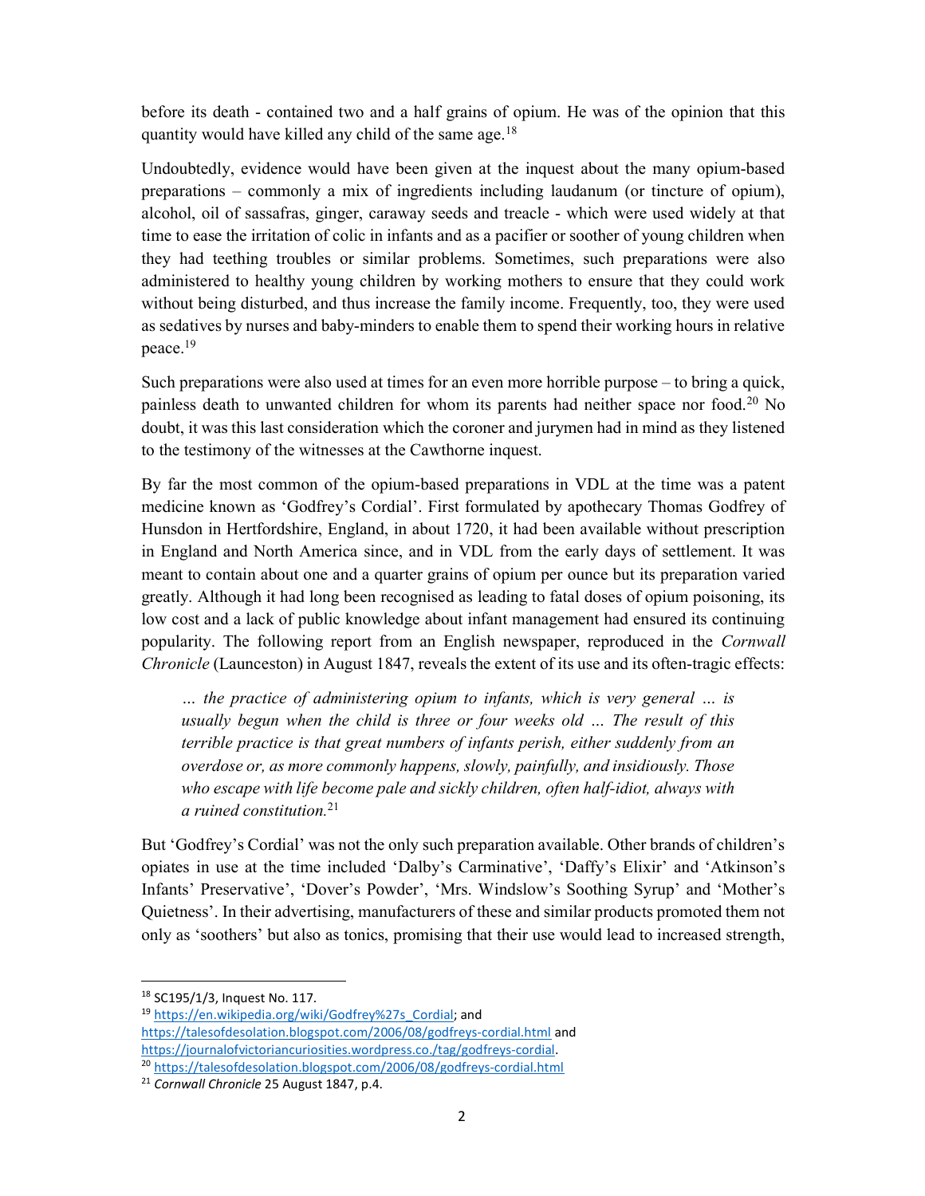before its death - contained two and a half grains of opium. He was of the opinion that this quantity would have killed any child of the same age.[18]

Undoubtedly, evidence would have been given at the inquest about the many opium-based preparations – commonly a mix of ingredients including laudanum (or tincture of opium), alcohol, oil of sassafras, ginger, caraway seeds and treacle - which were used widely at that time to ease the irritation of colic in infants and as a pacifier or soother of young children when they had teething troubles or similar problems. Sometimes, such preparations were also administered to healthy young children by working mothers to ensure that they could work without being disturbed, and thus increase the family income. Frequently, too, they were used as sedatives by nurses and baby-minders to enable them to spend their working hours in relative peace.[19]

Such preparations were also used at times for an even more horrible purpose – to bring a quick, painless death to unwanted children for whom its parents had neither space nor food.[20] No doubt, it was this last consideration which the coroner and jurymen had in mind as they listened to the testimony of the witnesses at the Cawthorne inquest.

By far the most common of the opium-based preparations in VDL at the time was a patent medicine known as 'Godfrey's Cordial'. First formulated by apothecary Thomas Godfrey of Hunsdon in Hertfordshire, England, in about 1720, it had been available without prescription in England and North America since, and in VDL from the early days of settlement. It was meant to contain about one and a quarter grains of opium per ounce but its preparation varied greatly. Although it had long been recognised as leading to fatal doses of opium poisoning, its low cost and a lack of public knowledge about infant management had ensured its continuing popularity. The following report from an English newspaper, reproduced in the *Cornwall Chronicle* (Launceston) in August 1847, reveals the extent of its use and its often-tragic effects:

> *… the practice of administering opium to infants, which is very general … is usually begun when the child is three or four weeks old … The result of this terrible practice is that great numbers of infants perish, either suddenly from an overdose or, as more commonly happens, slowly, painfully, and insidiously. Those who escape with life become pale and sickly children, often half-idiot, always with a ruined constitution.*[21]

But 'Godfrey's Cordial' was not the only such preparation available. Other brands of children's opiates in use at the time included 'Dalby's Carminative', 'Daffy's Elixir' and 'Atkinson's Infants' Preservative', 'Dover's Powder', 'Mrs. Windslow's Soothing Syrup' and 'Mother's Quietness'. In their advertising, manufacturers of these and similar products promoted them not only as 'soothers' but also as tonics, promising that their use would lead to increased strength,

---

[18] SC195/1/3, Inquest No. 117.

[19] https://en.wikipedia.org/wiki/Godfrey%27s_Cordial; and https://talesofdesolation.blogspot.com/2006/08/godfreys-cordial.html and https://journalofvictoriancuriosities.wordpress.co./tag/godfreys-cordial.

[20] https://talesofdesolation.blogspot.com/2006/08/godfreys-cordial.html

[21] *Cornwall Chronicle* 25 August 1847, p.4.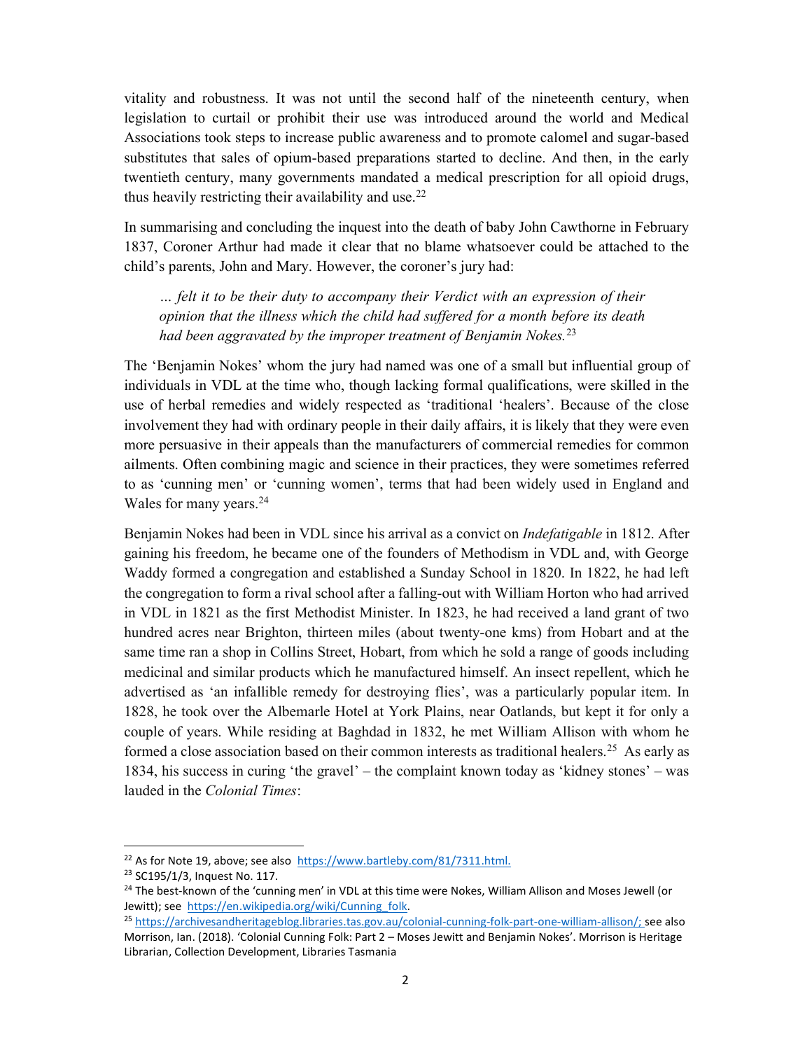vitality and robustness. It was not until the second half of the nineteenth century, when legislation to curtail or prohibit their use was introduced around the world and Medical Associations took steps to increase public awareness and to promote calomel and sugar-based substitutes that sales of opium-based preparations started to decline. And then, in the early twentieth century, many governments mandated a medical prescription for all opioid drugs, thus heavily restricting their availability and use.[22]

In summarising and concluding the inquest into the death of baby John Cawthorne in February 1837, Coroner Arthur had made it clear that no blame whatsoever could be attached to the child's parents, John and Mary. However, the coroner's jury had:

> *… felt it to be their duty to accompany their Verdict with an expression of their opinion that the illness which the child had suffered for a month before its death had been aggravated by the improper treatment of Benjamin Nokes.*[23]

The 'Benjamin Nokes' whom the jury had named was one of a small but influential group of individuals in VDL at the time who, though lacking formal qualifications, were skilled in the use of herbal remedies and widely respected as 'traditional 'healers'. Because of the close involvement they had with ordinary people in their daily affairs, it is likely that they were even more persuasive in their appeals than the manufacturers of commercial remedies for common ailments. Often combining magic and science in their practices, they were sometimes referred to as 'cunning men' or 'cunning women', terms that had been widely used in England and Wales for many years.[24]

Benjamin Nokes had been in VDL since his arrival as a convict on *Indefatigable* in 1812. After gaining his freedom, he became one of the founders of Methodism in VDL and, with George Waddy formed a congregation and established a Sunday School in 1820. In 1822, he had left the congregation to form a rival school after a falling-out with William Horton who had arrived in VDL in 1821 as the first Methodist Minister. In 1823, he had received a land grant of two hundred acres near Brighton, thirteen miles (about twenty-one kms) from Hobart and at the same time ran a shop in Collins Street, Hobart, from which he sold a range of goods including medicinal and similar products which he manufactured himself. An insect repellent, which he advertised as 'an infallible remedy for destroying flies', was a particularly popular item. In 1828, he took over the Albemarle Hotel at York Plains, near Oatlands, but kept it for only a couple of years. While residing at Baghdad in 1832, he met William Allison with whom he formed a close association based on their common interests as traditional healers.[25] As early as 1834, his success in curing 'the gravel' – the complaint known today as 'kidney stones' – was lauded in the *Colonial Times*:

---

[22] As for Note 19, above; see also https://www.bartleby.com/81/7311.html.

[23] SC195/1/3, Inquest No. 117.

[24] The best-known of the 'cunning men' in VDL at this time were Nokes, William Allison and Moses Jewell (or Jewitt); see https://en.wikipedia.org/wiki/Cunning_folk.

[25] https://archivesandheritageblog.libraries.tas.gov.au/colonial-cunning-folk-part-one-william-allison/; see also Morrison, Ian. (2018). 'Colonial Cunning Folk: Part 2 – Moses Jewitt and Benjamin Nokes'. Morrison is Heritage Librarian, Collection Development, Libraries Tasmania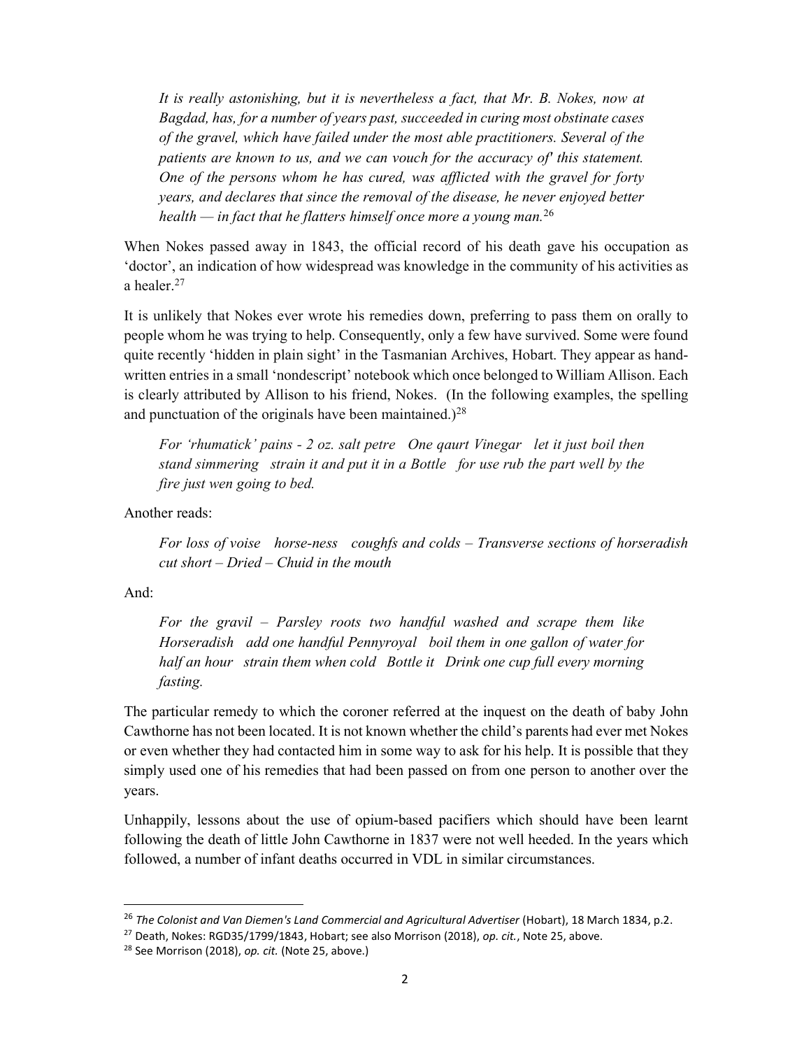> *It is really astonishing, but it is nevertheless a fact, that Mr. B. Nokes, now at Bagdad, has, for a number of years past, succeeded in curing most obstinate cases of the gravel, which have failed under the most able practitioners. Several of the patients are known to us, and we can vouch for the accuracy of' this statement. One of the persons whom he has cured, was afflicted with the gravel for forty years, and declares that since the removal of the disease, he never enjoyed better health — in fact that he flatters himself once more a young man.*[26]

When Nokes passed away in 1843, the official record of his death gave his occupation as 'doctor', an indication of how widespread was knowledge in the community of his activities as a healer.[27]

It is unlikely that Nokes ever wrote his remedies down, preferring to pass them on orally to people whom he was trying to help. Consequently, only a few have survived. Some were found quite recently 'hidden in plain sight' in the Tasmanian Archives, Hobart. They appear as hand-written entries in a small 'nondescript' notebook which once belonged to William Allison. Each is clearly attributed by Allison to his friend, Nokes. (In the following examples, the spelling and punctuation of the originals have been maintained.)[28]

> *For 'rhumatick' pains - 2 oz. salt petre One qaurt Vinegar let it just boil then stand simmering strain it and put it in a Bottle for use rub the part well by the fire just wen going to bed.*

Another reads:

> *For loss of voise horse-ness coughfs and colds – Transverse sections of horseradish cut short – Dried – Chuid in the mouth*

And:

> *For the gravil – Parsley roots two handful washed and scrape them like Horseradish add one handful Pennyroyal boil them in one gallon of water for half an hour strain them when cold Bottle it Drink one cup full every morning fasting.*

The particular remedy to which the coroner referred at the inquest on the death of baby John Cawthorne has not been located. It is not known whether the child's parents had ever met Nokes or even whether they had contacted him in some way to ask for his help. It is possible that they simply used one of his remedies that had been passed on from one person to another over the years.

Unhappily, lessons about the use of opium-based pacifiers which should have been learnt following the death of little John Cawthorne in 1837 were not well heeded. In the years which followed, a number of infant deaths occurred in VDL in similar circumstances.

---

[26] *The Colonist and Van Diemen's Land Commercial and Agricultural Advertiser* (Hobart), 18 March 1834, p.2.

[27] Death, Nokes: RGD35/1799/1843, Hobart; see also Morrison (2018), *op. cit.*, Note 25, above.

[28] See Morrison (2018), *op. cit.* (Note 25, above.)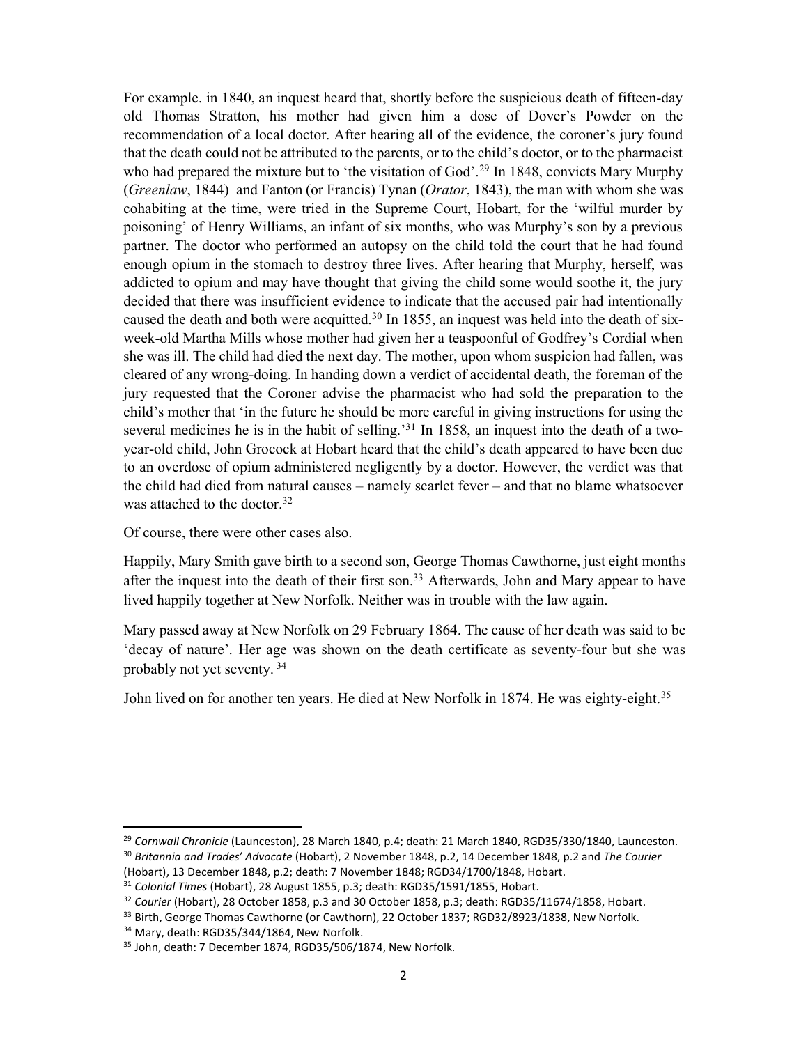For example. in 1840, an inquest heard that, shortly before the suspicious death of fifteen-day old Thomas Stratton, his mother had given him a dose of Dover's Powder on the recommendation of a local doctor. After hearing all of the evidence, the coroner's jury found that the death could not be attributed to the parents, or to the child's doctor, or to the pharmacist who had prepared the mixture but to 'the visitation of God'.[29] In 1848, convicts Mary Murphy (*Greenlaw*, 1844) and Fanton (or Francis) Tynan (*Orator*, 1843), the man with whom she was cohabiting at the time, were tried in the Supreme Court, Hobart, for the 'wilful murder by poisoning' of Henry Williams, an infant of six months, who was Murphy's son by a previous partner. The doctor who performed an autopsy on the child told the court that he had found enough opium in the stomach to destroy three lives. After hearing that Murphy, herself, was addicted to opium and may have thought that giving the child some would soothe it, the jury decided that there was insufficient evidence to indicate that the accused pair had intentionally caused the death and both were acquitted.[30] In 1855, an inquest was held into the death of six-week-old Martha Mills whose mother had given her a teaspoonful of Godfrey's Cordial when she was ill. The child had died the next day. The mother, upon whom suspicion had fallen, was cleared of any wrong-doing. In handing down a verdict of accidental death, the foreman of the jury requested that the Coroner advise the pharmacist who had sold the preparation to the child's mother that 'in the future he should be more careful in giving instructions for using the several medicines he is in the habit of selling.'[31] In 1858, an inquest into the death of a two-year-old child, John Grocock at Hobart heard that the child's death appeared to have been due to an overdose of opium administered negligently by a doctor. However, the verdict was that the child had died from natural causes – namely scarlet fever – and that no blame whatsoever was attached to the doctor.[32]

Of course, there were other cases also.

Happily, Mary Smith gave birth to a second son, George Thomas Cawthorne, just eight months after the inquest into the death of their first son.[33] Afterwards, John and Mary appear to have lived happily together at New Norfolk. Neither was in trouble with the law again.

Mary passed away at New Norfolk on 29 February 1864. The cause of her death was said to be 'decay of nature'. Her age was shown on the death certificate as seventy-four but she was probably not yet seventy.[34]

John lived on for another ten years. He died at New Norfolk in 1874. He was eighty-eight.[35]

---

[29] *Cornwall Chronicle* (Launceston), 28 March 1840, p.4; death: 21 March 1840, RGD35/330/1840, Launceston.

[30] *Britannia and Trades' Advocate* (Hobart), 2 November 1848, p.2, 14 December 1848, p.2 and *The Courier* (Hobart), 13 December 1848, p.2; death: 7 November 1848; RGD34/1700/1848, Hobart.

[31] *Colonial Times* (Hobart), 28 August 1855, p.3; death: RGD35/1591/1855, Hobart.

[32] *Courier* (Hobart), 28 October 1858, p.3 and 30 October 1858, p.3; death: RGD35/11674/1858, Hobart.

[33] Birth, George Thomas Cawthorne (or Cawthorn), 22 October 1837; RGD32/8923/1838, New Norfolk.

[34] Mary, death: RGD35/344/1864, New Norfolk.

[35] John, death: 7 December 1874, RGD35/506/1874, New Norfolk.